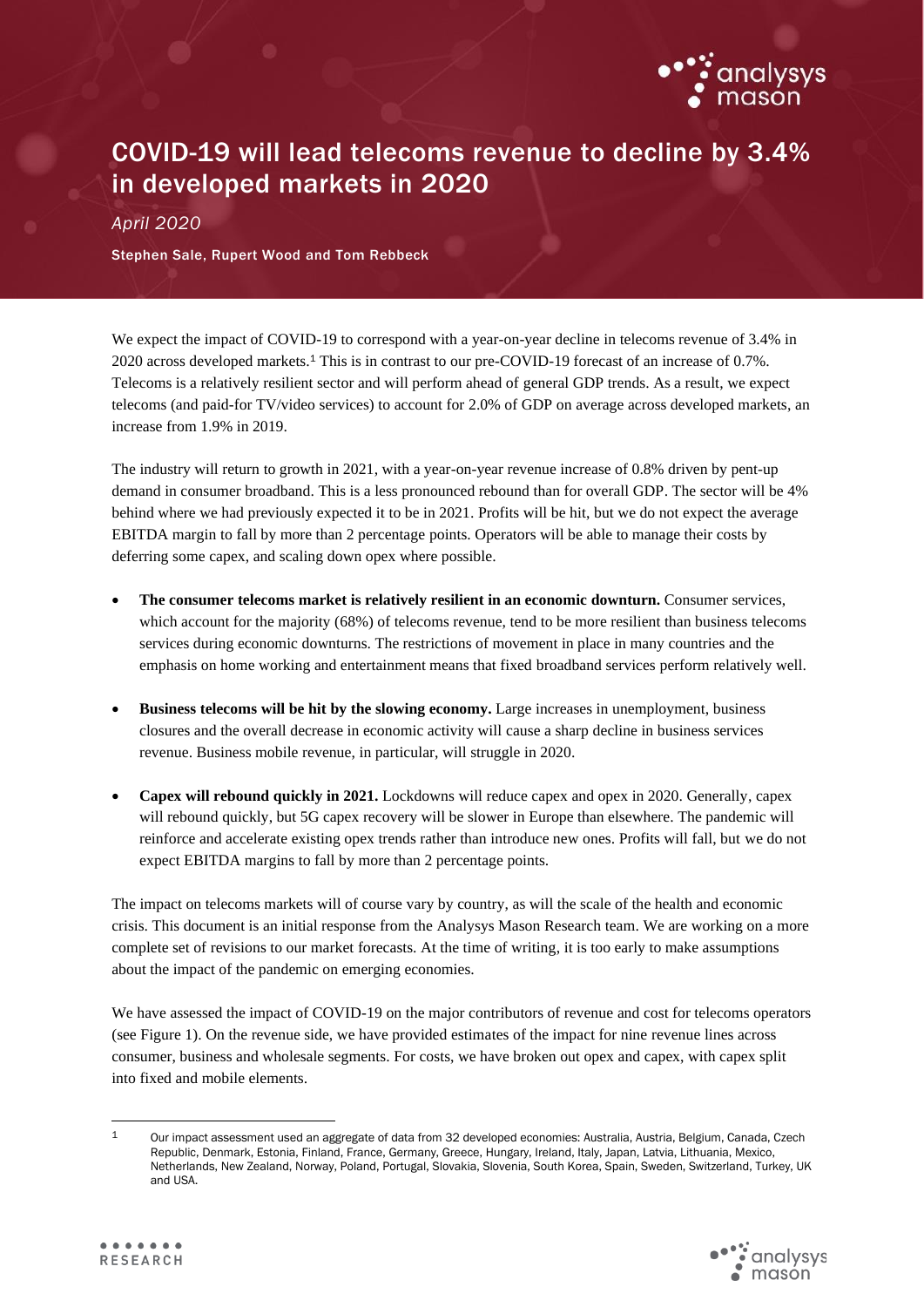# COVID-19 will lead telecoms revenue to decline by 3.4% in developed markets in 2020

*April 2020*

Stephen Sale, Rupert Wood and Tom Rebbeck

We expect the impact of COVID-19 to correspond with a year-on-year decline in telecoms revenue of 3.4% in 2020 across developed markets.[1] This is in contrast to our pre-COVID-19 forecast of an increase of 0.7%. Telecoms is a relatively resilient sector and will perform ahead of general GDP trends. As a result, we expect telecoms (and paid-for TV/video services) to account for 2.0% of GDP on average across developed markets, an increase from 1.9% in 2019.

The industry will return to growth in 2021, with a year-on-year revenue increase of 0.8% driven by pent-up demand in consumer broadband. This is a less pronounced rebound than for overall GDP. The sector will be 4% behind where we had previously expected it to be in 2021. Profits will be hit, but we do not expect the average EBITDA margin to fall by more than 2 percentage points. Operators will be able to manage their costs by deferring some capex, and scaling down opex where possible.

- **The consumer telecoms market is relatively resilient in an economic downturn.** Consumer services, which account for the majority (68%) of telecoms revenue, tend to be more resilient than business telecoms services during economic downturns. The restrictions of movement in place in many countries and the emphasis on home working and entertainment means that fixed broadband services perform relatively well.
- **Business telecoms will be hit by the slowing economy.** Large increases in unemployment, business closures and the overall decrease in economic activity will cause a sharp decline in business services revenue. Business mobile revenue, in particular, will struggle in 2020.
- **Capex will rebound quickly in 2021.** Lockdowns will reduce capex and opex in 2020. Generally, capex will rebound quickly, but 5G capex recovery will be slower in Europe than elsewhere. The pandemic will reinforce and accelerate existing opex trends rather than introduce new ones. Profits will fall, but we do not expect EBITDA margins to fall by more than 2 percentage points.

The impact on telecoms markets will of course vary by country, as will the scale of the health and economic crisis. This document is an initial response from the Analysys Mason Research team. We are working on a more complete set of revisions to our market forecasts. At the time of writing, it is too early to make assumptions about the impact of the pandemic on emerging economies.

We have assessed the impact of COVID-19 on the major contributors of revenue and cost for telecoms operators (see Figure 1). On the revenue side, we have provided estimates of the impact for nine revenue lines across consumer, business and wholesale segments. For costs, we have broken out opex and capex, with capex split into fixed and mobile elements.

---

[1] Our impact assessment used an aggregate of data from 32 developed economies: Australia, Austria, Belgium, Canada, Czech Republic, Denmark, Estonia, Finland, France, Germany, Greece, Hungary, Ireland, Italy, Japan, Latvia, Lithuania, Mexico, Netherlands, New Zealand, Norway, Poland, Portugal, Slovakia, Slovenia, South Korea, Spain, Sweden, Switzerland, Turkey, UK and USA.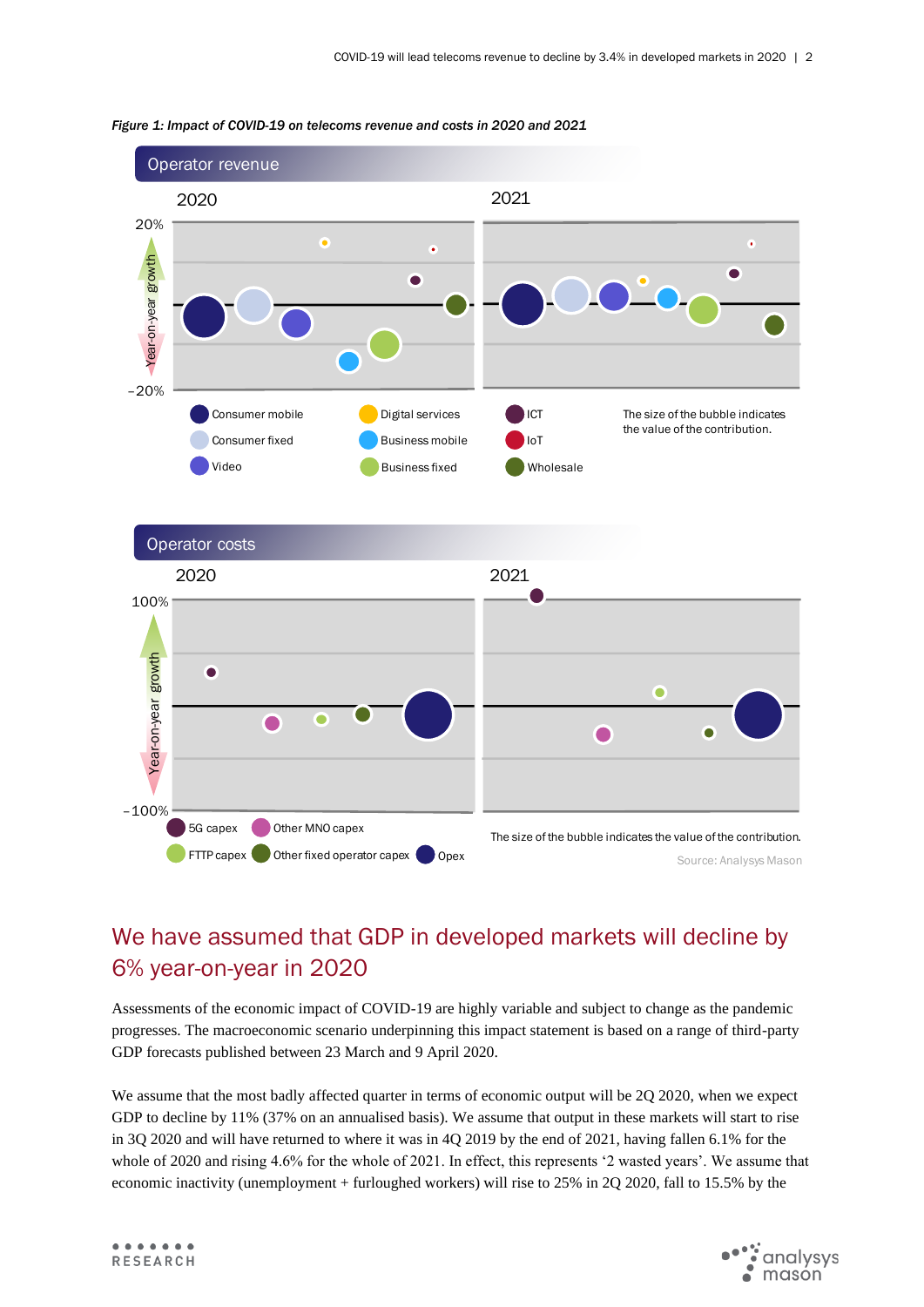*Figure 1: Impact of COVID-19 on telecoms revenue and costs in 2020 and 2021*

Operator revenue

2020

2021

20%

Year-on-year growth

−20%

Consumer mobile | Consumer fixed | Video | Digital services | Business mobile | Business fixed | ICT | IoT | Wholesale

The size of the bubble indicates the value of the contribution.

Operator costs

2020

2021

100%

Year-on-year growth

−100%

5G capex | Other MNO capex | FTTP capex | Other fixed operator capex | Opex

The size of the bubble indicates the value of the contribution.

Source: Analysys Mason

## We have assumed that GDP in developed markets will decline by 6% year-on-year in 2020

Assessments of the economic impact of COVID-19 are highly variable and subject to change as the pandemic progresses. The macroeconomic scenario underpinning this impact statement is based on a range of third-party GDP forecasts published between 23 March and 9 April 2020.

We assume that the most badly affected quarter in terms of economic output will be 2Q 2020, when we expect GDP to decline by 11% (37% on an annualised basis). We assume that output in these markets will start to rise in 3Q 2020 and will have returned to where it was in 4Q 2019 by the end of 2021, having fallen 6.1% for the whole of 2020 and rising 4.6% for the whole of 2021. In effect, this represents '2 wasted years'. We assume that economic inactivity (unemployment + furloughed workers) will rise to 25% in 2Q 2020, fall to 15.5% by the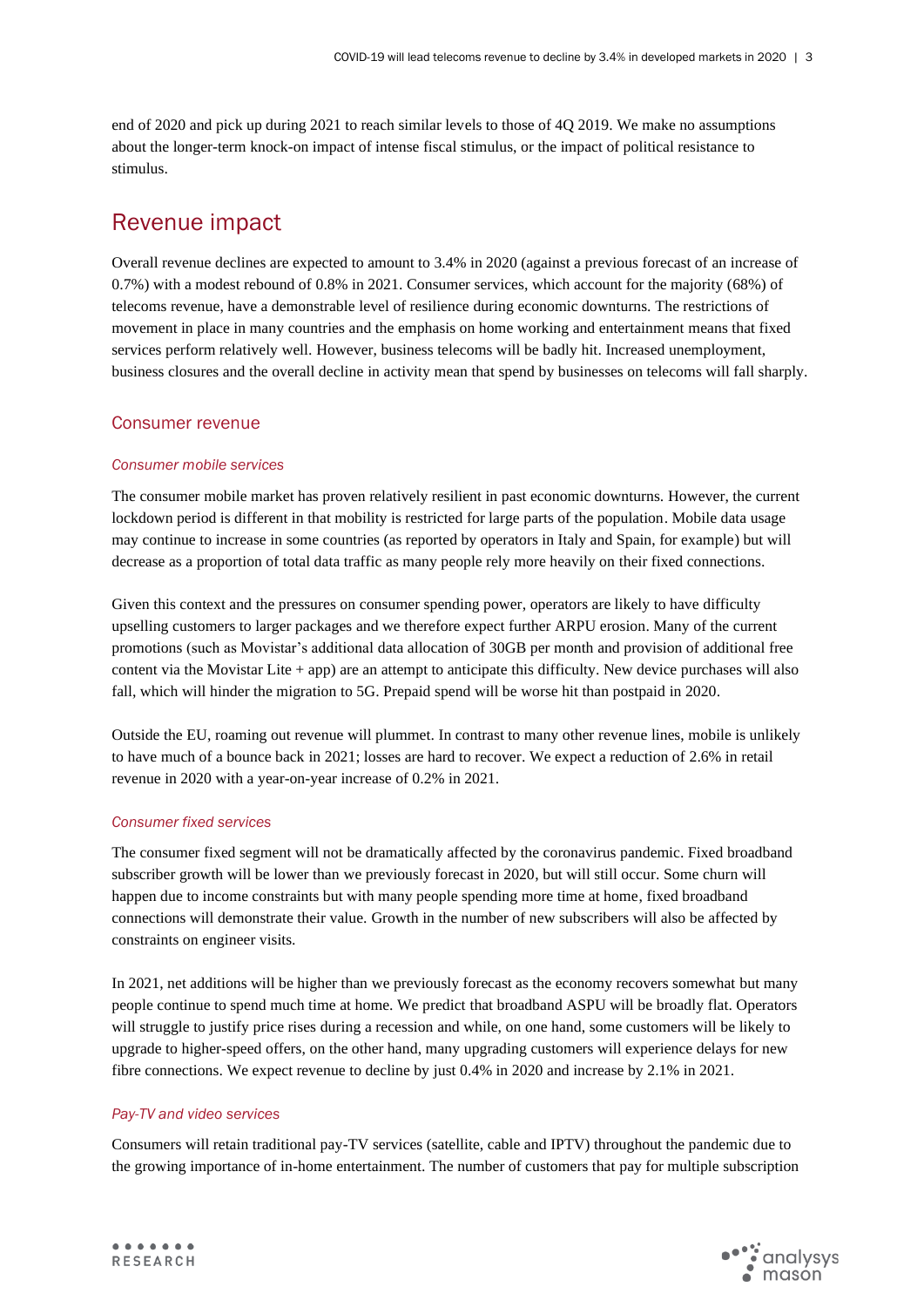end of 2020 and pick up during 2021 to reach similar levels to those of 4Q 2019. We make no assumptions about the longer-term knock-on impact of intense fiscal stimulus, or the impact of political resistance to stimulus.

## Revenue impact

Overall revenue declines are expected to amount to 3.4% in 2020 (against a previous forecast of an increase of 0.7%) with a modest rebound of 0.8% in 2021. Consumer services, which account for the majority (68%) of telecoms revenue, have a demonstrable level of resilience during economic downturns. The restrictions of movement in place in many countries and the emphasis on home working and entertainment means that fixed services perform relatively well. However, business telecoms will be badly hit. Increased unemployment, business closures and the overall decline in activity mean that spend by businesses on telecoms will fall sharply.

### Consumer revenue

#### *Consumer mobile services*

The consumer mobile market has proven relatively resilient in past economic downturns. However, the current lockdown period is different in that mobility is restricted for large parts of the population. Mobile data usage may continue to increase in some countries (as reported by operators in Italy and Spain, for example) but will decrease as a proportion of total data traffic as many people rely more heavily on their fixed connections.

Given this context and the pressures on consumer spending power, operators are likely to have difficulty upselling customers to larger packages and we therefore expect further ARPU erosion. Many of the current promotions (such as Movistar's additional data allocation of 30GB per month and provision of additional free content via the Movistar Lite + app) are an attempt to anticipate this difficulty. New device purchases will also fall, which will hinder the migration to 5G. Prepaid spend will be worse hit than postpaid in 2020.

Outside the EU, roaming out revenue will plummet. In contrast to many other revenue lines, mobile is unlikely to have much of a bounce back in 2021; losses are hard to recover. We expect a reduction of 2.6% in retail revenue in 2020 with a year-on-year increase of 0.2% in 2021.

#### *Consumer fixed services*

The consumer fixed segment will not be dramatically affected by the coronavirus pandemic. Fixed broadband subscriber growth will be lower than we previously forecast in 2020, but will still occur. Some churn will happen due to income constraints but with many people spending more time at home, fixed broadband connections will demonstrate their value. Growth in the number of new subscribers will also be affected by constraints on engineer visits.

In 2021, net additions will be higher than we previously forecast as the economy recovers somewhat but many people continue to spend much time at home. We predict that broadband ASPU will be broadly flat. Operators will struggle to justify price rises during a recession and while, on one hand, some customers will be likely to upgrade to higher-speed offers, on the other hand, many upgrading customers will experience delays for new fibre connections. We expect revenue to decline by just 0.4% in 2020 and increase by 2.1% in 2021.

#### *Pay-TV and video services*

Consumers will retain traditional pay-TV services (satellite, cable and IPTV) throughout the pandemic due to the growing importance of in-home entertainment. The number of customers that pay for multiple subscription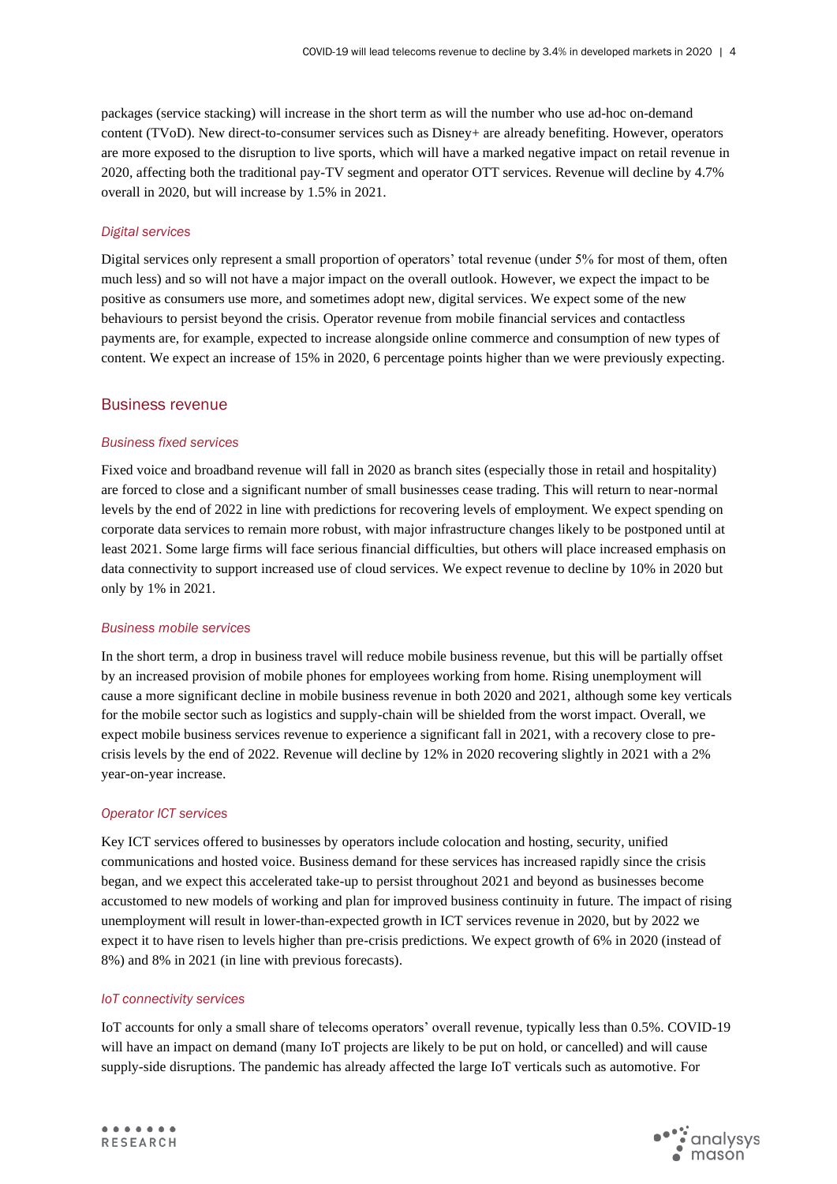packages (service stacking) will increase in the short term as will the number who use ad-hoc on-demand content (TVoD). New direct-to-consumer services such as Disney+ are already benefiting. However, operators are more exposed to the disruption to live sports, which will have a marked negative impact on retail revenue in 2020, affecting both the traditional pay-TV segment and operator OTT services. Revenue will decline by 4.7% overall in 2020, but will increase by 1.5% in 2021.

*Digital services*

Digital services only represent a small proportion of operators' total revenue (under 5% for most of them, often much less) and so will not have a major impact on the overall outlook. However, we expect the impact to be positive as consumers use more, and sometimes adopt new, digital services. We expect some of the new behaviours to persist beyond the crisis. Operator revenue from mobile financial services and contactless payments are, for example, expected to increase alongside online commerce and consumption of new types of content. We expect an increase of 15% in 2020, 6 percentage points higher than we were previously expecting.

## Business revenue

*Business fixed services*

Fixed voice and broadband revenue will fall in 2020 as branch sites (especially those in retail and hospitality) are forced to close and a significant number of small businesses cease trading. This will return to near-normal levels by the end of 2022 in line with predictions for recovering levels of employment. We expect spending on corporate data services to remain more robust, with major infrastructure changes likely to be postponed until at least 2021. Some large firms will face serious financial difficulties, but others will place increased emphasis on data connectivity to support increased use of cloud services. We expect revenue to decline by 10% in 2020 but only by 1% in 2021.

*Business mobile services*

In the short term, a drop in business travel will reduce mobile business revenue, but this will be partially offset by an increased provision of mobile phones for employees working from home. Rising unemployment will cause a more significant decline in mobile business revenue in both 2020 and 2021, although some key verticals for the mobile sector such as logistics and supply-chain will be shielded from the worst impact. Overall, we expect mobile business services revenue to experience a significant fall in 2021, with a recovery close to pre-crisis levels by the end of 2022. Revenue will decline by 12% in 2020 recovering slightly in 2021 with a 2% year-on-year increase.

*Operator ICT services*

Key ICT services offered to businesses by operators include colocation and hosting, security, unified communications and hosted voice. Business demand for these services has increased rapidly since the crisis began, and we expect this accelerated take-up to persist throughout 2021 and beyond as businesses become accustomed to new models of working and plan for improved business continuity in future. The impact of rising unemployment will result in lower-than-expected growth in ICT services revenue in 2020, but by 2022 we expect it to have risen to levels higher than pre-crisis predictions. We expect growth of 6% in 2020 (instead of 8%) and 8% in 2021 (in line with previous forecasts).

*IoT connectivity services*

IoT accounts for only a small share of telecoms operators' overall revenue, typically less than 0.5%. COVID-19 will have an impact on demand (many IoT projects are likely to be put on hold, or cancelled) and will cause supply-side disruptions. The pandemic has already affected the large IoT verticals such as automotive. For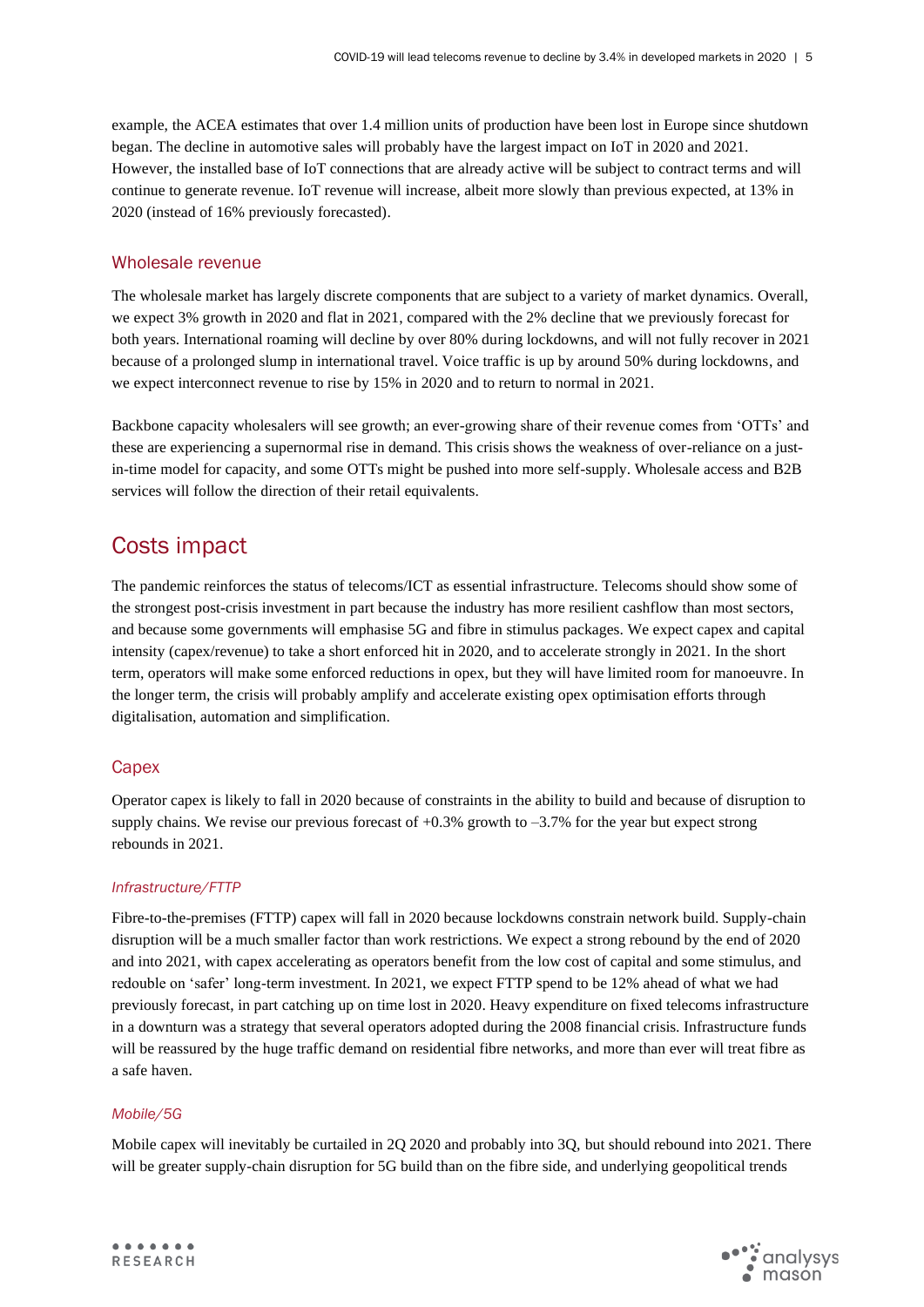example, the ACEA estimates that over 1.4 million units of production have been lost in Europe since shutdown began. The decline in automotive sales will probably have the largest impact on IoT in 2020 and 2021. However, the installed base of IoT connections that are already active will be subject to contract terms and will continue to generate revenue. IoT revenue will increase, albeit more slowly than previous expected, at 13% in 2020 (instead of 16% previously forecasted).

### Wholesale revenue

The wholesale market has largely discrete components that are subject to a variety of market dynamics. Overall, we expect 3% growth in 2020 and flat in 2021, compared with the 2% decline that we previously forecast for both years. International roaming will decline by over 80% during lockdowns, and will not fully recover in 2021 because of a prolonged slump in international travel. Voice traffic is up by around 50% during lockdowns, and we expect interconnect revenue to rise by 15% in 2020 and to return to normal in 2021.

Backbone capacity wholesalers will see growth; an ever-growing share of their revenue comes from 'OTTs' and these are experiencing a supernormal rise in demand. This crisis shows the weakness of over-reliance on a just-in-time model for capacity, and some OTTs might be pushed into more self-supply. Wholesale access and B2B services will follow the direction of their retail equivalents.

## Costs impact

The pandemic reinforces the status of telecoms/ICT as essential infrastructure. Telecoms should show some of the strongest post-crisis investment in part because the industry has more resilient cashflow than most sectors, and because some governments will emphasise 5G and fibre in stimulus packages. We expect capex and capital intensity (capex/revenue) to take a short enforced hit in 2020, and to accelerate strongly in 2021. In the short term, operators will make some enforced reductions in opex, but they will have limited room for manoeuvre. In the longer term, the crisis will probably amplify and accelerate existing opex optimisation efforts through digitalisation, automation and simplification.

### Capex

Operator capex is likely to fall in 2020 because of constraints in the ability to build and because of disruption to supply chains. We revise our previous forecast of +0.3% growth to –3.7% for the year but expect strong rebounds in 2021.

#### *Infrastructure/FTTP*

Fibre-to-the-premises (FTTP) capex will fall in 2020 because lockdowns constrain network build. Supply-chain disruption will be a much smaller factor than work restrictions. We expect a strong rebound by the end of 2020 and into 2021, with capex accelerating as operators benefit from the low cost of capital and some stimulus, and redouble on 'safer' long-term investment. In 2021, we expect FTTP spend to be 12% ahead of what we had previously forecast, in part catching up on time lost in 2020. Heavy expenditure on fixed telecoms infrastructure in a downturn was a strategy that several operators adopted during the 2008 financial crisis. Infrastructure funds will be reassured by the huge traffic demand on residential fibre networks, and more than ever will treat fibre as a safe haven.

#### *Mobile/5G*

Mobile capex will inevitably be curtailed in 2Q 2020 and probably into 3Q, but should rebound into 2021. There will be greater supply-chain disruption for 5G build than on the fibre side, and underlying geopolitical trends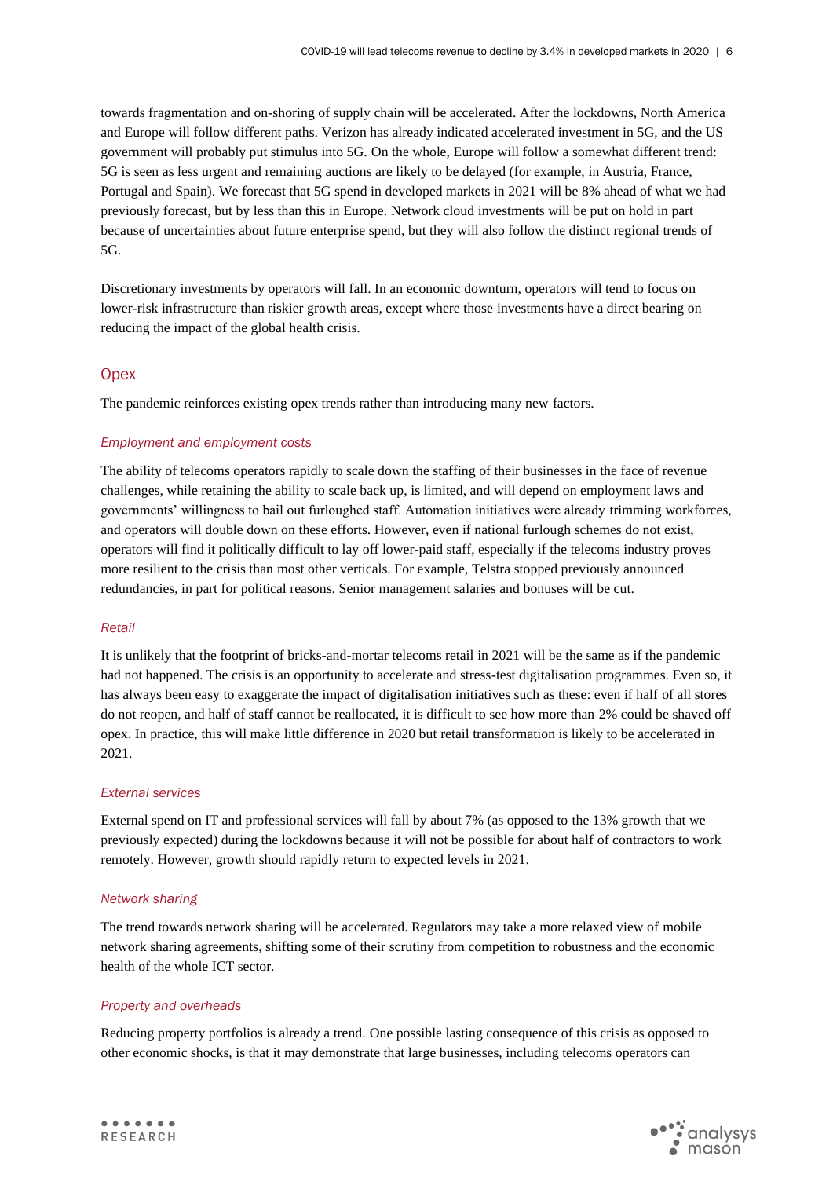towards fragmentation and on-shoring of supply chain will be accelerated. After the lockdowns, North America and Europe will follow different paths. Verizon has already indicated accelerated investment in 5G, and the US government will probably put stimulus into 5G. On the whole, Europe will follow a somewhat different trend: 5G is seen as less urgent and remaining auctions are likely to be delayed (for example, in Austria, France, Portugal and Spain). We forecast that 5G spend in developed markets in 2021 will be 8% ahead of what we had previously forecast, but by less than this in Europe. Network cloud investments will be put on hold in part because of uncertainties about future enterprise spend, but they will also follow the distinct regional trends of 5G.

Discretionary investments by operators will fall. In an economic downturn, operators will tend to focus on lower-risk infrastructure than riskier growth areas, except where those investments have a direct bearing on reducing the impact of the global health crisis.

## Opex

The pandemic reinforces existing opex trends rather than introducing many new factors.

### *Employment and employment costs*

The ability of telecoms operators rapidly to scale down the staffing of their businesses in the face of revenue challenges, while retaining the ability to scale back up, is limited, and will depend on employment laws and governments' willingness to bail out furloughed staff. Automation initiatives were already trimming workforces, and operators will double down on these efforts. However, even if national furlough schemes do not exist, operators will find it politically difficult to lay off lower-paid staff, especially if the telecoms industry proves more resilient to the crisis than most other verticals. For example, Telstra stopped previously announced redundancies, in part for political reasons. Senior management salaries and bonuses will be cut.

### *Retail*

It is unlikely that the footprint of bricks-and-mortar telecoms retail in 2021 will be the same as if the pandemic had not happened. The crisis is an opportunity to accelerate and stress-test digitalisation programmes. Even so, it has always been easy to exaggerate the impact of digitalisation initiatives such as these: even if half of all stores do not reopen, and half of staff cannot be reallocated, it is difficult to see how more than 2% could be shaved off opex. In practice, this will make little difference in 2020 but retail transformation is likely to be accelerated in 2021.

### *External services*

External spend on IT and professional services will fall by about 7% (as opposed to the 13% growth that we previously expected) during the lockdowns because it will not be possible for about half of contractors to work remotely. However, growth should rapidly return to expected levels in 2021.

### *Network sharing*

The trend towards network sharing will be accelerated. Regulators may take a more relaxed view of mobile network sharing agreements, shifting some of their scrutiny from competition to robustness and the economic health of the whole ICT sector.

### *Property and overheads*

Reducing property portfolios is already a trend. One possible lasting consequence of this crisis as opposed to other economic shocks, is that it may demonstrate that large businesses, including telecoms operators can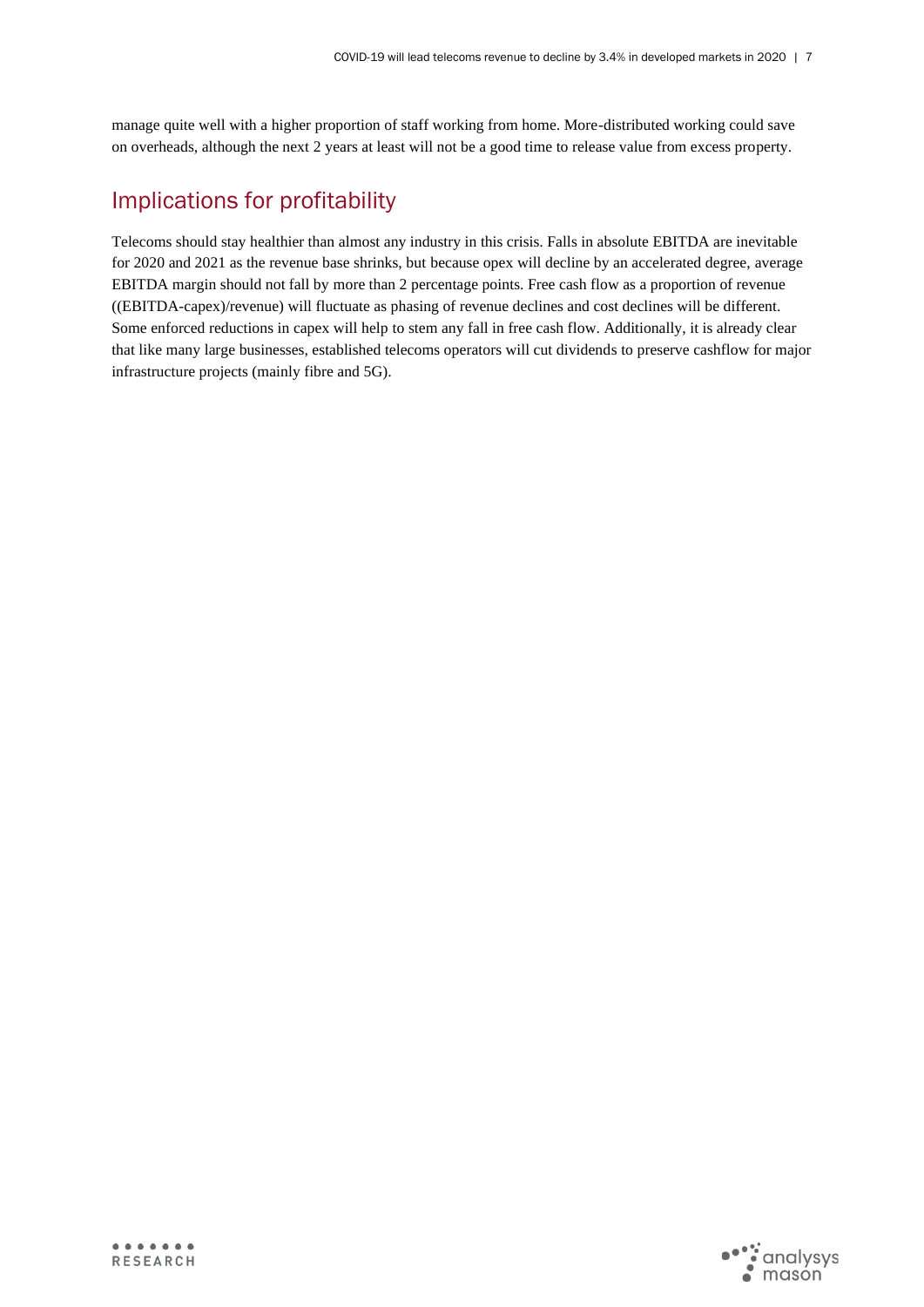manage quite well with a higher proportion of staff working from home. More-distributed working could save on overheads, although the next 2 years at least will not be a good time to release value from excess property.

## Implications for profitability

Telecoms should stay healthier than almost any industry in this crisis. Falls in absolute EBITDA are inevitable for 2020 and 2021 as the revenue base shrinks, but because opex will decline by an accelerated degree, average EBITDA margin should not fall by more than 2 percentage points. Free cash flow as a proportion of revenue ((EBITDA-capex)/revenue) will fluctuate as phasing of revenue declines and cost declines will be different. Some enforced reductions in capex will help to stem any fall in free cash flow. Additionally, it is already clear that like many large businesses, established telecoms operators will cut dividends to preserve cashflow for major infrastructure projects (mainly fibre and 5G).